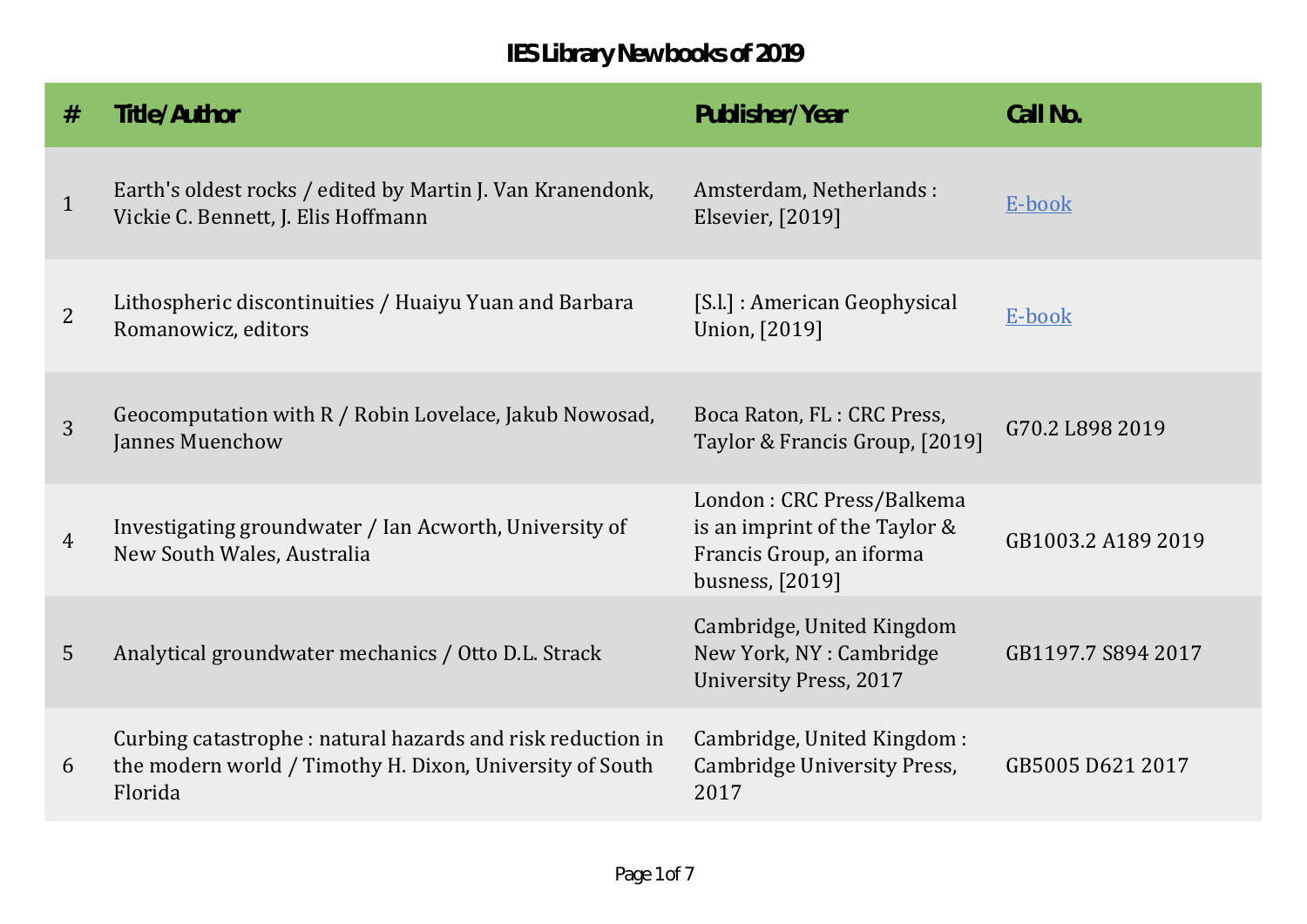# IES Library New books of 2019

| # | Title/Author | Publisher/Year | Call No. |
|---|---|---|---|
| 1 | Earth's oldest rocks / edited by Martin J. Van Kranendonk, Vickie C. Bennett, J. Elis Hoffmann | Amsterdam, Netherlands : Elsevier, [2019] | E-book |
| 2 | Lithospheric discontinuities / Huaiyu Yuan and Barbara Romanowicz, editors | [S.l.] : American Geophysical Union, [2019] | E-book |
| 3 | Geocomputation with R / Robin Lovelace, Jakub Nowosad, Jannes Muenchow | Boca Raton, FL : CRC Press, Taylor & Francis Group, [2019] | G70.2 L898 2019 |
| 4 | Investigating groundwater / Ian Acworth, University of New South Wales, Australia | London : CRC Press/Balkema is an imprint of the Taylor & Francis Group, an iforma busness, [2019] | GB1003.2 A189 2019 |
| 5 | Analytical groundwater mechanics / Otto D.L. Strack | Cambridge, United Kingdom New York, NY : Cambridge University Press, 2017 | GB1197.7 S894 2017 |
| 6 | Curbing catastrophe : natural hazards and risk reduction in the modern world / Timothy H. Dixon, University of South Florida | Cambridge, United Kingdom : Cambridge University Press, 2017 | GB5005 D621 2017 |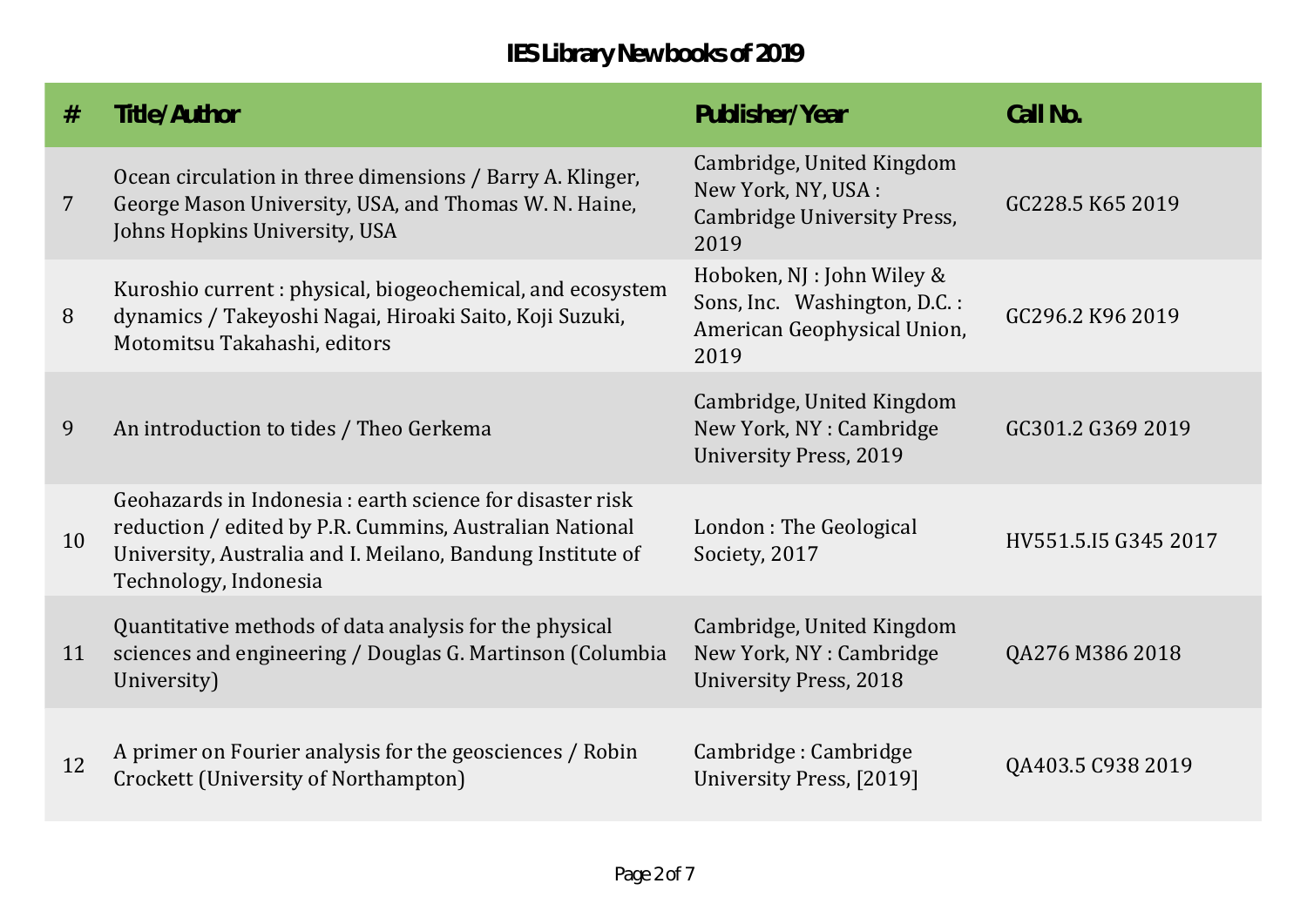# IES Library New books of 2019

| # | Title/Author | Publisher/Year | Call No. |
|---|---|---|---|
| 7 | Ocean circulation in three dimensions / Barry A. Klinger, George Mason University, USA, and Thomas W. N. Haine, Johns Hopkins University, USA | Cambridge, United Kingdom New York, NY, USA : Cambridge University Press, 2019 | GC228.5 K65 2019 |
| 8 | Kuroshio current : physical, biogeochemical, and ecosystem dynamics / Takeyoshi Nagai, Hiroaki Saito, Koji Suzuki, Motomitsu Takahashi, editors | Hoboken, NJ : John Wiley & Sons, Inc. Washington, D.C. : American Geophysical Union, 2019 | GC296.2 K96 2019 |
| 9 | An introduction to tides / Theo Gerkema | Cambridge, United Kingdom New York, NY : Cambridge University Press, 2019 | GC301.2 G369 2019 |
| 10 | Geohazards in Indonesia : earth science for disaster risk reduction / edited by P.R. Cummins, Australian National University, Australia and I. Meilano, Bandung Institute of Technology, Indonesia | London : The Geological Society, 2017 | HV551.5.I5 G345 2017 |
| 11 | Quantitative methods of data analysis for the physical sciences and engineering / Douglas G. Martinson (Columbia University) | Cambridge, United Kingdom New York, NY : Cambridge University Press, 2018 | QA276 M386 2018 |
| 12 | A primer on Fourier analysis for the geosciences / Robin Crockett (University of Northampton) | Cambridge : Cambridge University Press, [2019] | QA403.5 C938 2019 |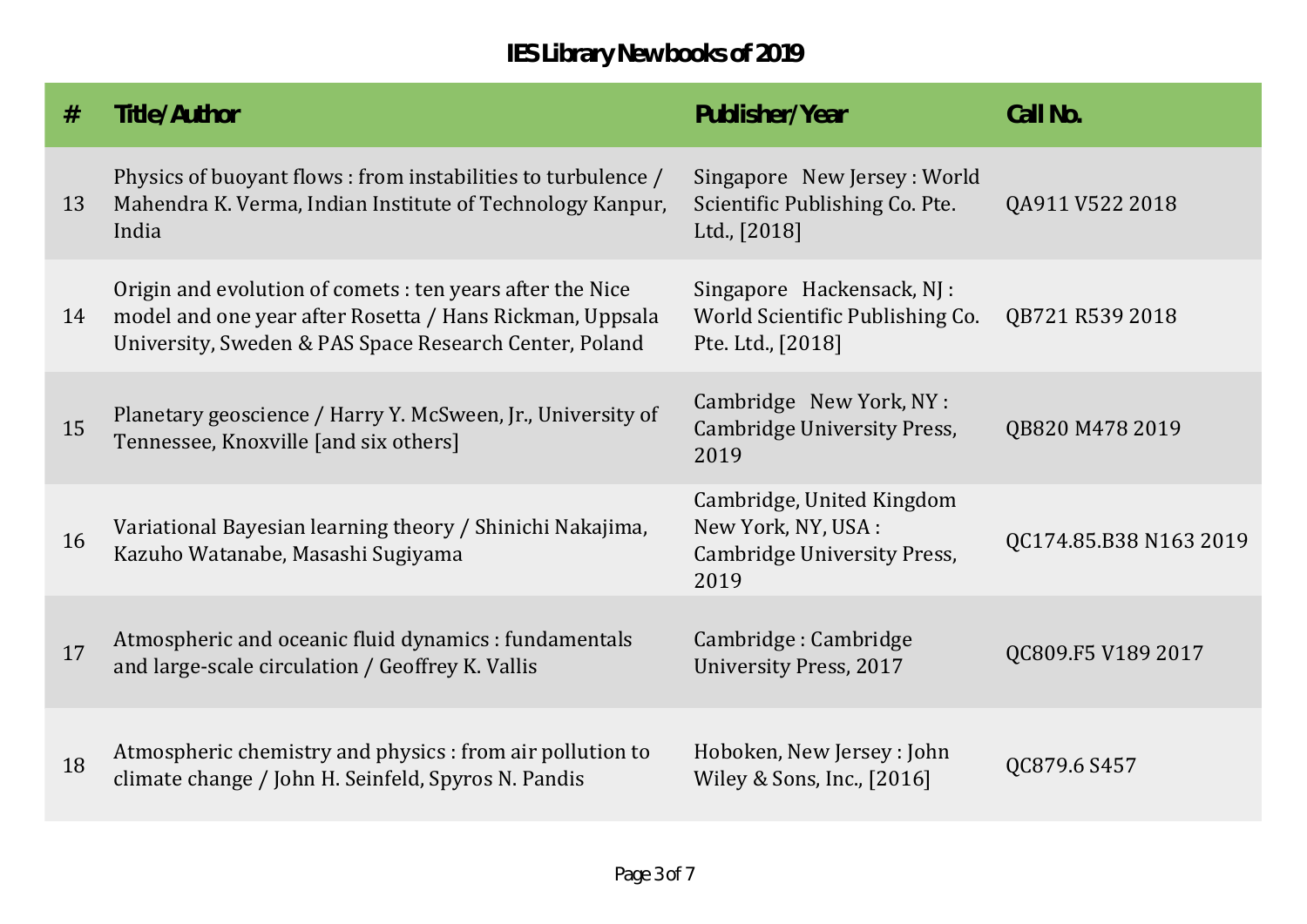# IES Library New books of 2019

| # | Title/Author | Publisher/Year | Call No. |
|---|---|---|---|
| 13 | Physics of buoyant flows : from instabilities to turbulence / Mahendra K. Verma, Indian Institute of Technology Kanpur, India | Singapore New Jersey : World Scientific Publishing Co. Pte. Ltd., [2018] | QA911 V522 2018 |
| 14 | Origin and evolution of comets : ten years after the Nice model and one year after Rosetta / Hans Rickman, Uppsala University, Sweden & PAS Space Research Center, Poland | Singapore Hackensack, NJ : World Scientific Publishing Co. Pte. Ltd., [2018] | QB721 R539 2018 |
| 15 | Planetary geoscience / Harry Y. McSween, Jr., University of Tennessee, Knoxville [and six others] | Cambridge New York, NY : Cambridge University Press, 2019 | QB820 M478 2019 |
| 16 | Variational Bayesian learning theory / Shinichi Nakajima, Kazuho Watanabe, Masashi Sugiyama | Cambridge, United Kingdom New York, NY, USA : Cambridge University Press, 2019 | QC174.85.B38 N163 2019 |
| 17 | Atmospheric and oceanic fluid dynamics : fundamentals and large-scale circulation / Geoffrey K. Vallis | Cambridge : Cambridge University Press, 2017 | QC809.F5 V189 2017 |
| 18 | Atmospheric chemistry and physics : from air pollution to climate change / John H. Seinfeld, Spyros N. Pandis | Hoboken, New Jersey : John Wiley & Sons, Inc., [2016] | QC879.6 S457 |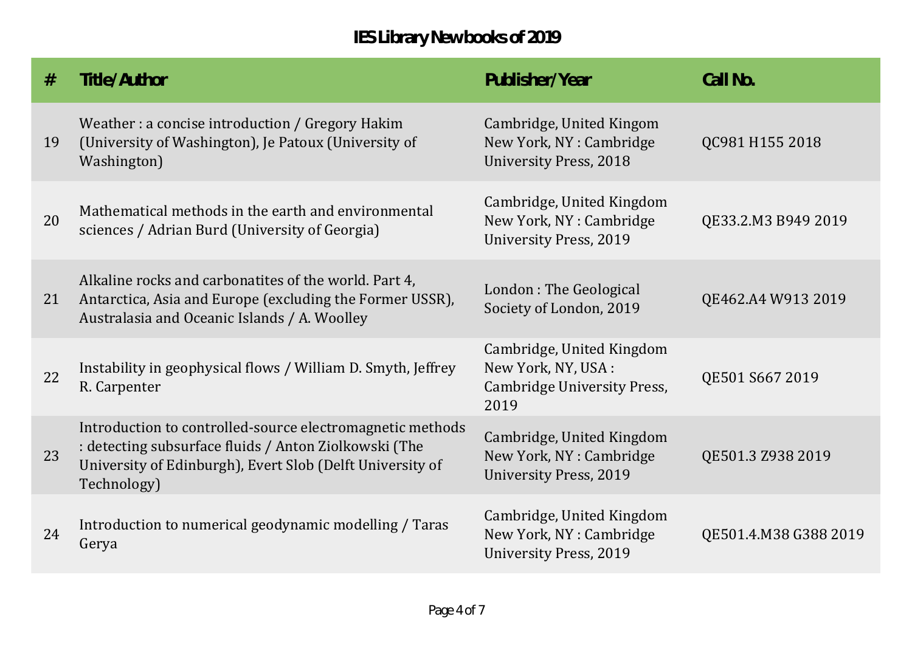# IES Library New books of 2019

| # | Title/Author | Publisher/Year | Call No. |
|---|---|---|---|
| 19 | Weather : a concise introduction / Gregory Hakim (University of Washington), Je Patoux (University of Washington) | Cambridge, United Kingom New York, NY : Cambridge University Press, 2018 | QC981 H155 2018 |
| 20 | Mathematical methods in the earth and environmental sciences / Adrian Burd (University of Georgia) | Cambridge, United Kingdom New York, NY : Cambridge University Press, 2019 | QE33.2.M3 B949 2019 |
| 21 | Alkaline rocks and carbonatites of the world. Part 4, Antarctica, Asia and Europe (excluding the Former USSR), Australasia and Oceanic Islands / A. Woolley | London : The Geological Society of London, 2019 | QE462.A4 W913 2019 |
| 22 | Instability in geophysical flows / William D. Smyth, Jeffrey R. Carpenter | Cambridge, United Kingdom New York, NY, USA : Cambridge University Press, 2019 | QE501 S667 2019 |
| 23 | Introduction to controlled-source electromagnetic methods : detecting subsurface fluids / Anton Ziolkowski (The University of Edinburgh), Evert Slob (Delft University of Technology) | Cambridge, United Kingdom New York, NY : Cambridge University Press, 2019 | QE501.3 Z938 2019 |
| 24 | Introduction to numerical geodynamic modelling / Taras Gerya | Cambridge, United Kingdom New York, NY : Cambridge University Press, 2019 | QE501.4.M38 G388 2019 |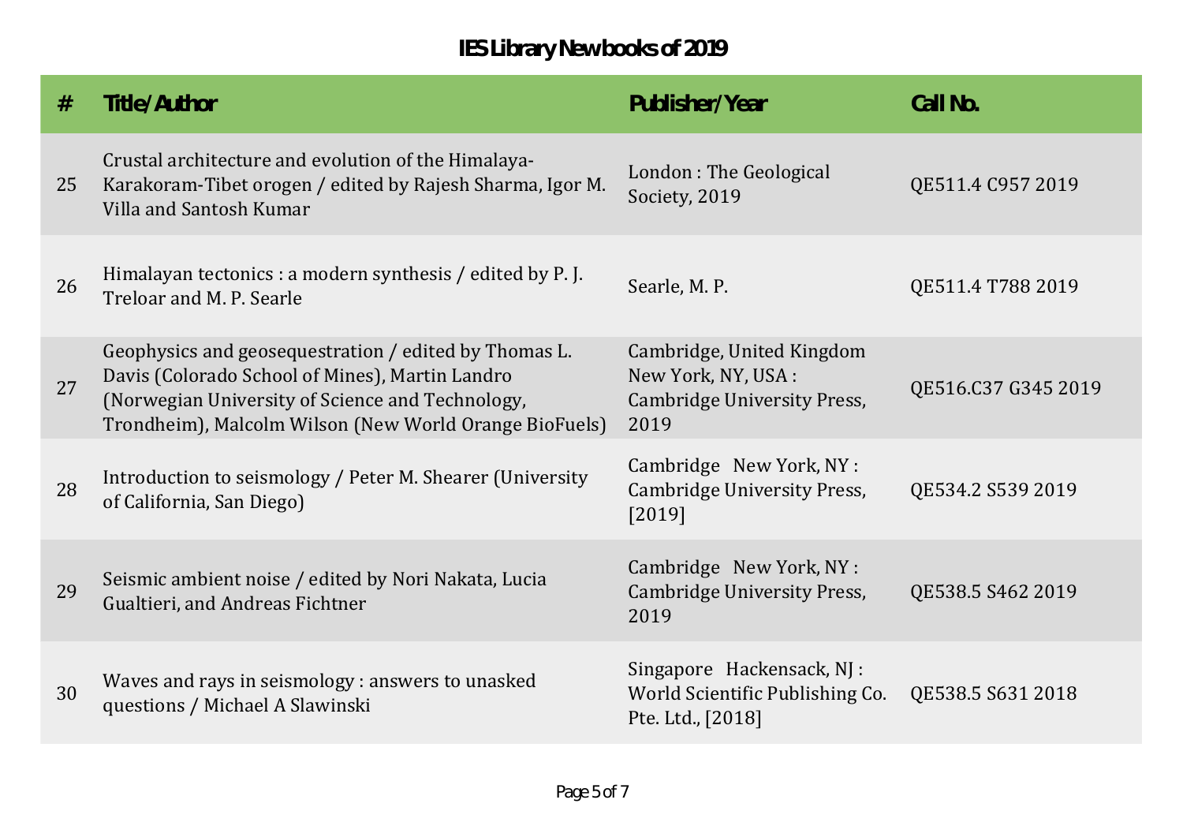# IES Library New books of 2019

| # | Title/Author | Publisher/Year | Call No. |
|---|---|---|---|
| 25 | Crustal architecture and evolution of the Himalaya-Karakoram-Tibet orogen / edited by Rajesh Sharma, Igor M. Villa and Santosh Kumar | London : The Geological Society, 2019 | QE511.4 C957 2019 |
| 26 | Himalayan tectonics : a modern synthesis / edited by P. J. Treloar and M. P. Searle | Searle, M. P. | QE511.4 T788 2019 |
| 27 | Geophysics and geosequestration / edited by Thomas L. Davis (Colorado School of Mines), Martin Landro (Norwegian University of Science and Technology, Trondheim), Malcolm Wilson (New World Orange BioFuels) | Cambridge, United Kingdom New York, NY, USA : Cambridge University Press, 2019 | QE516.C37 G345 2019 |
| 28 | Introduction to seismology / Peter M. Shearer (University of California, San Diego) | Cambridge New York, NY : Cambridge University Press, [2019] | QE534.2 S539 2019 |
| 29 | Seismic ambient noise / edited by Nori Nakata, Lucia Gualtieri, and Andreas Fichtner | Cambridge New York, NY : Cambridge University Press, 2019 | QE538.5 S462 2019 |
| 30 | Waves and rays in seismology : answers to unasked questions / Michael A Slawinski | Singapore Hackensack, NJ : World Scientific Publishing Co. Pte. Ltd., [2018] | QE538.5 S631 2018 |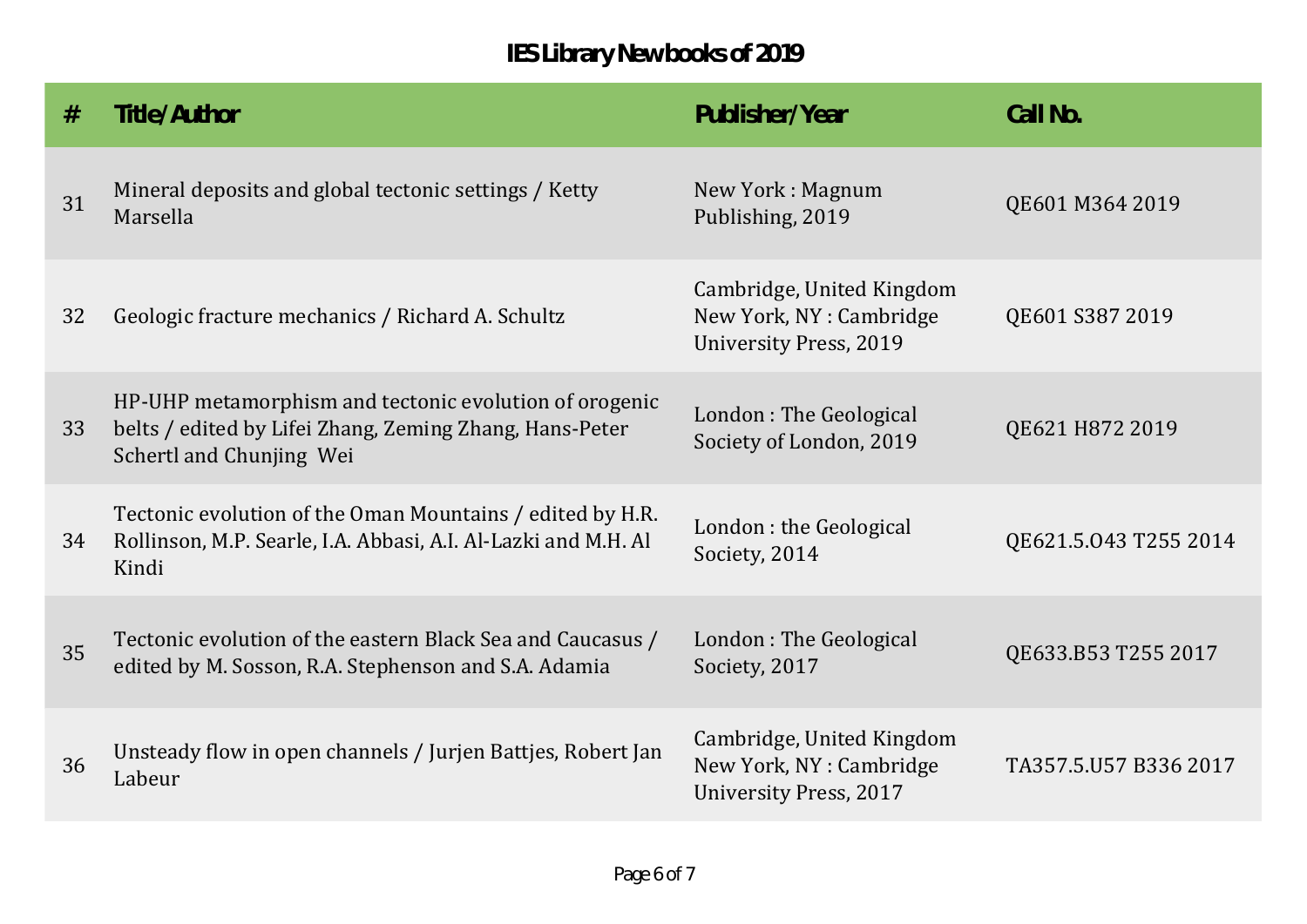# IES Library New books of 2019

| # | Title/Author | Publisher/Year | Call No. |
|---|---|---|---|
| 31 | Mineral deposits and global tectonic settings / Ketty Marsella | New York : Magnum Publishing, 2019 | QE601 M364 2019 |
| 32 | Geologic fracture mechanics / Richard A. Schultz | Cambridge, United Kingdom New York, NY : Cambridge University Press, 2019 | QE601 S387 2019 |
| 33 | HP-UHP metamorphism and tectonic evolution of orogenic belts / edited by Lifei Zhang, Zeming Zhang, Hans-Peter Schertl and Chunjing Wei | London : The Geological Society of London, 2019 | QE621 H872 2019 |
| 34 | Tectonic evolution of the Oman Mountains / edited by H.R. Rollinson, M.P. Searle, I.A. Abbasi, A.I. Al-Lazki and M.H. Al Kindi | London : the Geological Society, 2014 | QE621.5.O43 T255 2014 |
| 35 | Tectonic evolution of the eastern Black Sea and Caucasus / edited by M. Sosson, R.A. Stephenson and S.A. Adamia | London : The Geological Society, 2017 | QE633.B53 T255 2017 |
| 36 | Unsteady flow in open channels / Jurjen Battjes, Robert Jan Labeur | Cambridge, United Kingdom New York, NY : Cambridge University Press, 2017 | TA357.5.U57 B336 2017 |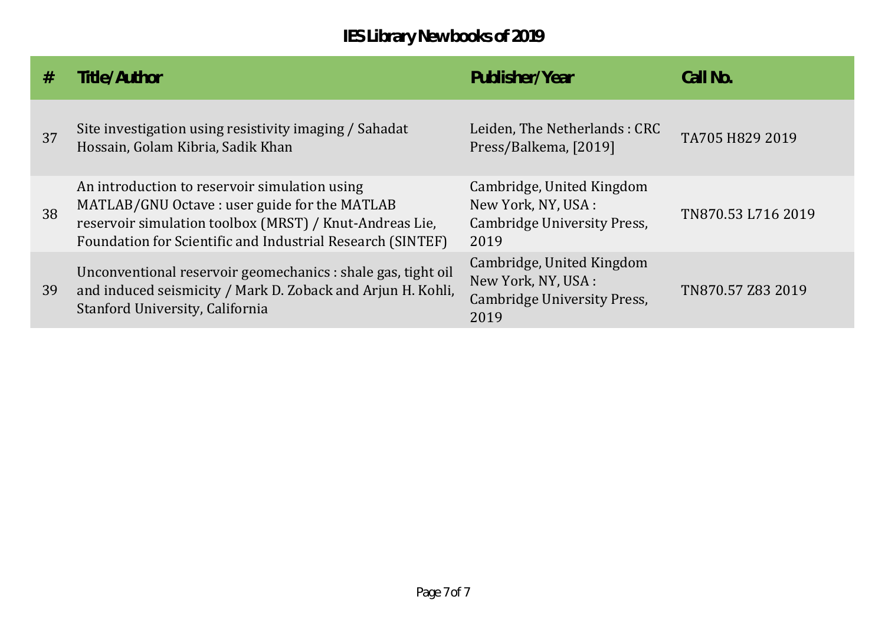# IES Library New books of 2019

| # | Title/Author | Publisher/Year | Call No. |
|---|---|---|---|
| 37 | Site investigation using resistivity imaging / Sahadat Hossain, Golam Kibria, Sadik Khan | Leiden, The Netherlands : CRC Press/Balkema, [2019] | TA705 H829 2019 |
| 38 | An introduction to reservoir simulation using MATLAB/GNU Octave : user guide for the MATLAB reservoir simulation toolbox (MRST) / Knut-Andreas Lie, Foundation for Scientific and Industrial Research (SINTEF) | Cambridge, United Kingdom New York, NY, USA : Cambridge University Press, 2019 | TN870.53 L716 2019 |
| 39 | Unconventional reservoir geomechanics : shale gas, tight oil and induced seismicity / Mark D. Zoback and Arjun H. Kohli, Stanford University, California | Cambridge, United Kingdom New York, NY, USA : Cambridge University Press, 2019 | TN870.57 Z83 2019 |